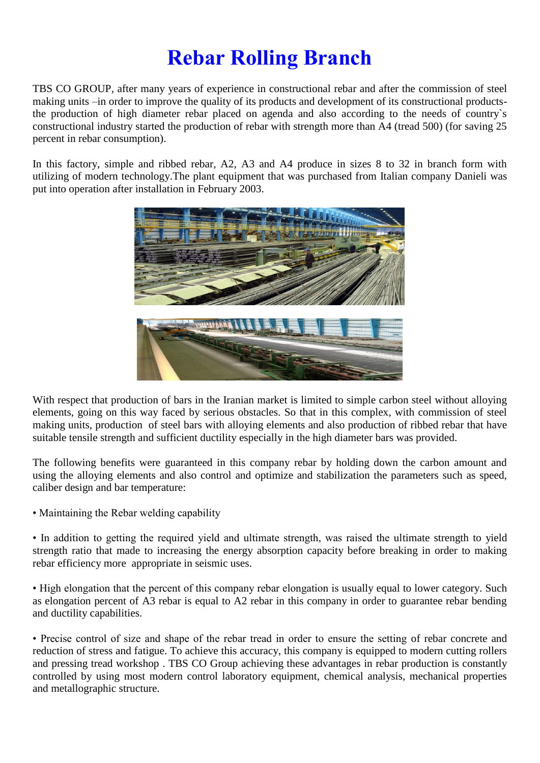# Rebar Rolling Branch

TBS CO GROUP, after many years of experience in constructional rebar and after the commission of steel making units –in order to improve the quality of its products and development of its constructional products- the production of high diameter rebar placed on agenda and also according to the needs of country`s constructional industry started the production of rebar with strength more than A4 (tread 500) (for saving 25 percent in rebar consumption).

In this factory, simple and ribbed rebar, A2, A3 and A4 produce in sizes 8 to 32 in branch form with utilizing of modern technology.The plant equipment that was purchased from Italian company Danieli was put into operation after installation in February 2003.

With respect that production of bars in the Iranian market is limited to simple carbon steel without alloying elements, going on this way faced by serious obstacles. So that in this complex, with commission of steel making units, production of steel bars with alloying elements and also production of ribbed rebar that have suitable tensile strength and sufficient ductility especially in the high diameter bars was provided.

The following benefits were guaranteed in this company rebar by holding down the carbon amount and using the alloying elements and also control and optimize and stabilization the parameters such as speed, caliber design and bar temperature:

• Maintaining the Rebar welding capability

• In addition to getting the required yield and ultimate strength, was raised the ultimate strength to yield strength ratio that made to increasing the energy absorption capacity before breaking in order to making rebar efficiency more appropriate in seismic uses.

• High elongation that the percent of this company rebar elongation is usually equal to lower category. Such as elongation percent of A3 rebar is equal to A2 rebar in this company in order to guarantee rebar bending and ductility capabilities.

• Precise control of size and shape of the rebar tread in order to ensure the setting of rebar concrete and reduction of stress and fatigue. To achieve this accuracy, this company is equipped to modern cutting rollers and pressing tread workshop . TBS CO Group achieving these advantages in rebar production is constantly controlled by using most modern control laboratory equipment, chemical analysis, mechanical properties and metallographic structure.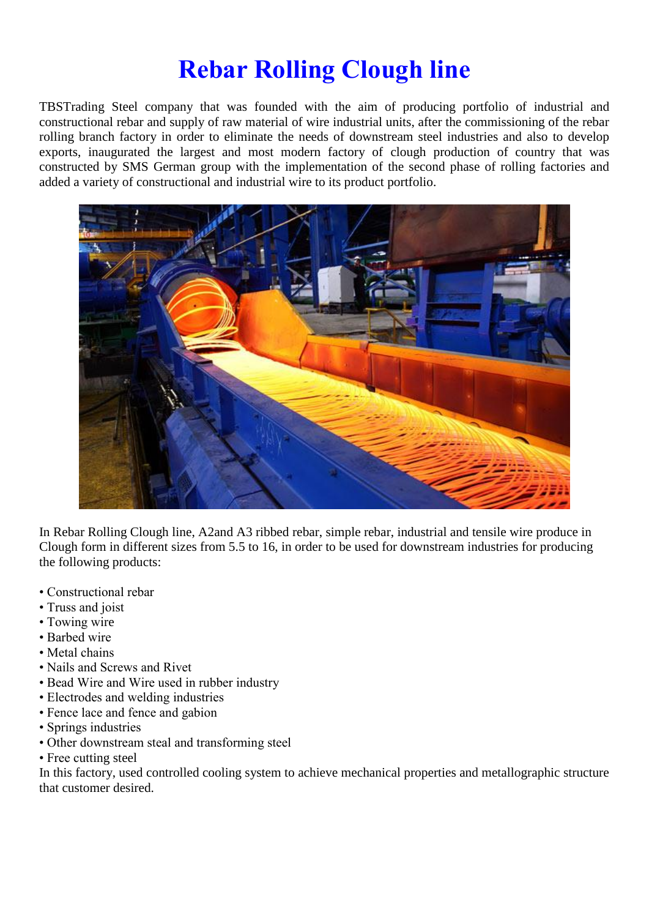# Rebar Rolling Clough line

TBSTrading Steel company that was founded with the aim of producing portfolio of industrial and constructional rebar and supply of raw material of wire industrial units, after the commissioning of the rebar rolling branch factory in order to eliminate the needs of downstream steel industries and also to develop exports, inaugurated the largest and most modern factory of clough production of country that was constructed by SMS German group with the implementation of the second phase of rolling factories and added a variety of constructional and industrial wire to its product portfolio.

In Rebar Rolling Clough line, A2and A3 ribbed rebar, simple rebar, industrial and tensile wire produce in Clough form in different sizes from 5.5 to 16, in order to be used for downstream industries for producing the following products:

- Constructional rebar
- Truss and joist
- Towing wire
- Barbed wire
- Metal chains
- Nails and Screws and Rivet
- Bead Wire and Wire used in rubber industry
- Electrodes and welding industries
- Fence lace and fence and gabion
- Springs industries
- Other downstream steal and transforming steel
- Free cutting steel

In this factory, used controlled cooling system to achieve mechanical properties and metallographic structure that customer desired.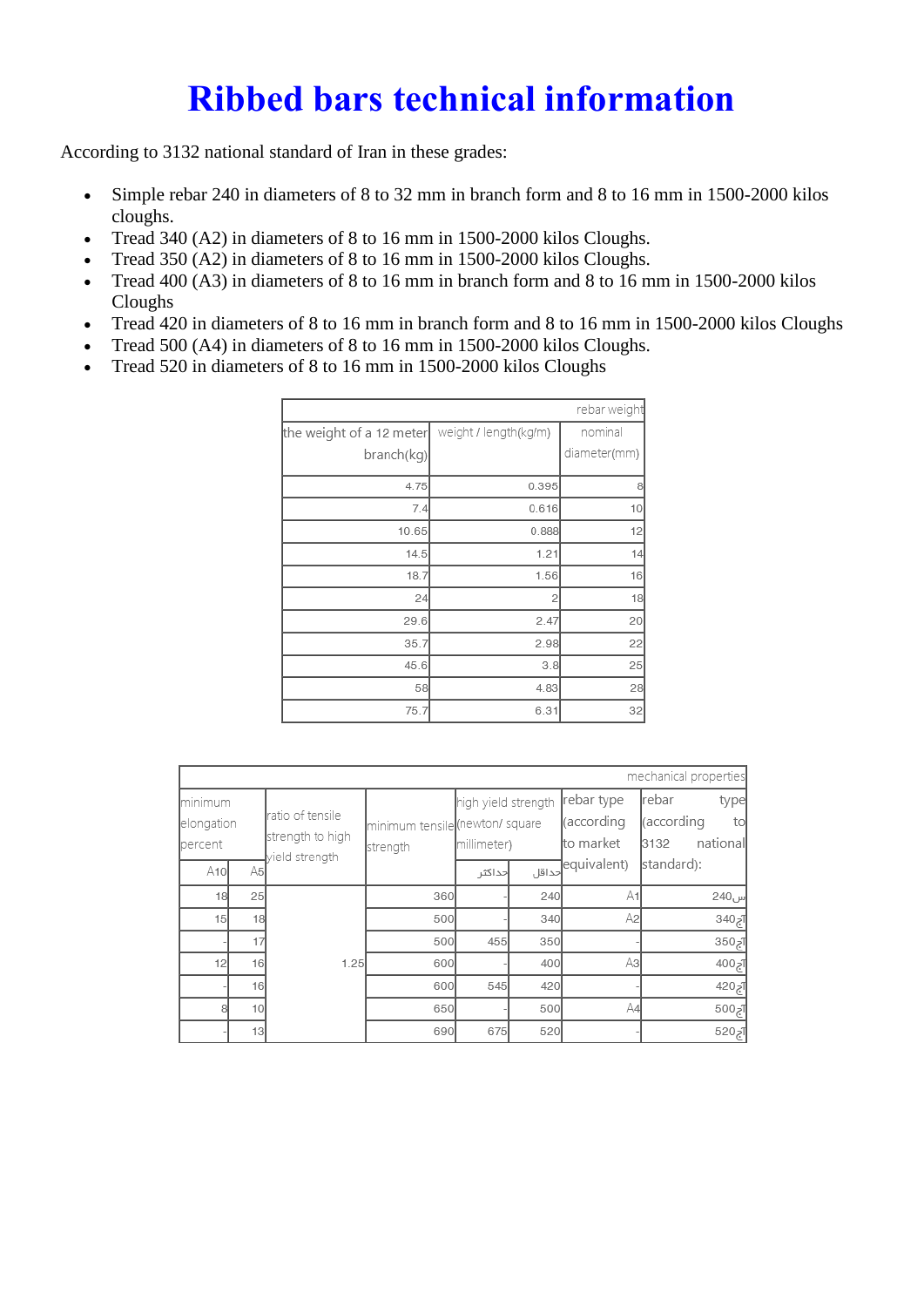# Ribbed bars technical information

According to 3132 national standard of Iran in these grades:

- Simple rebar 240 in diameters of 8 to 32 mm in branch form and 8 to 16 mm in 1500-2000 kilos cloughs.
- Tread 340 (A2) in diameters of 8 to 16 mm in 1500-2000 kilos Cloughs.
- Tread 350 (A2) in diameters of 8 to 16 mm in 1500-2000 kilos Cloughs.
- Tread 400 (A3) in diameters of 8 to 16 mm in branch form and 8 to 16 mm in 1500-2000 kilos Cloughs
- Tread 420 in diameters of 8 to 16 mm in branch form and 8 to 16 mm in 1500-2000 kilos Cloughs
- Tread 500 (A4) in diameters of 8 to 16 mm in 1500-2000 kilos Cloughs.
- Tread 520 in diameters of 8 to 16 mm in 1500-2000 kilos Cloughs

| rebar weight | | |
|---|---|---|
| the weight of a 12 meter branch(kg) | weight / length(kg/m) | nominal diameter(mm) |
| 4.75 | 0.395 | 8 |
| 7.4 | 0.616 | 10 |
| 10.65 | 0.888 | 12 |
| 14.5 | 1.21 | 14 |
| 18.7 | 1.56 | 16 |
| 24 | 2 | 18 |
| 29.6 | 2.47 | 20 |
| 35.7 | 2.98 | 22 |
| 45.6 | 3.8 | 25 |
| 58 | 4.83 | 28 |
| 75.7 | 6.31 | 32 |

| mechanical properties | | | | | | | |
|---|---|---|---|---|---|---|---|
| minimum elongation percent | | ratio of tensile strength to high yield strength | minimum tensile strength | high yield strength (newton/ square millimeter) | | rebar type (according to market equivalent) | rebar type (according to 3132 national standard): |
| A10 | A5 | | | حداکثر | حداقل | | |
| 18 | 25 | 1.25 | 360 | - | 240 | A1 | س240 |
| 15 | 18 | | 500 | - | 340 | A2 | آج340 |
| - | 17 | | 500 | 455 | 350 | - | آج350 |
| 12 | 16 | | 600 | - | 400 | A3 | آج400 |
| - | 16 | | 600 | 545 | 420 | - | آج420 |
| 8 | 10 | | 650 | - | 500 | A4 | آج500 |
| - | 13 | | 690 | 675 | 520 | - | آج520 |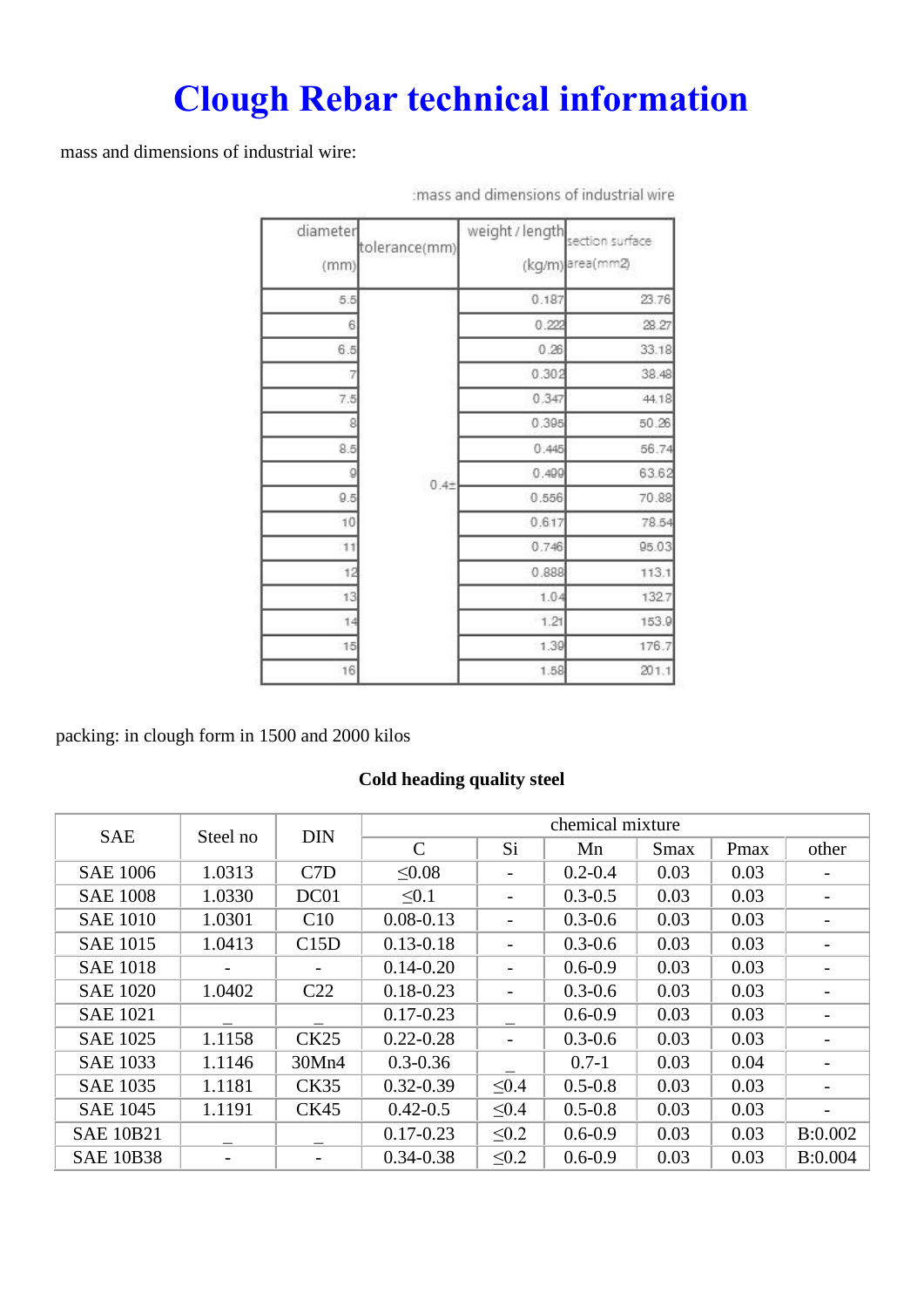# Clough Rebar technical information

mass and dimensions of industrial wire:

:mass and dimensions of industrial wire

| diameter (mm) | tolerance(mm) | weight / length (kg/m) | section surface area(mm2) |
|---|---|---|---|
| 5.5 | 0.4± | 0.187 | 23.76 |
| 6 | | 0.222 | 28.27 |
| 6.5 | | 0.26 | 33.18 |
| 7 | | 0.302 | 38.48 |
| 7.5 | | 0.347 | 44.18 |
| 8 | | 0.395 | 50.26 |
| 8.5 | | 0.445 | 56.74 |
| 9 | | 0.499 | 63.62 |
| 9.5 | | 0.556 | 70.88 |
| 10 | | 0.617 | 78.54 |
| 11 | | 0.746 | 95.03 |
| 12 | | 0.888 | 113.1 |
| 13 | | 1.04 | 132.7 |
| 14 | | 1.21 | 153.9 |
| 15 | | 1.39 | 176.7 |
| 16 | | 1.58 | 201.1 |

packing: in clough form in 1500 and 2000 kilos

**Cold heading quality steel**

| SAE | Steel no | DIN | chemical mixture | | | | | |
|---|---|---|---|---|---|---|---|---|
| | | | C | Si | Mn | Smax | Pmax | other |
| SAE 1006 | 1.0313 | C7D | ≤0.08 | - | 0.2-0.4 | 0.03 | 0.03 | - |
| SAE 1008 | 1.0330 | DC01 | ≤0.1 | - | 0.3-0.5 | 0.03 | 0.03 | - |
| SAE 1010 | 1.0301 | C10 | 0.08-0.13 | - | 0.3-0.6 | 0.03 | 0.03 | - |
| SAE 1015 | 1.0413 | C15D | 0.13-0.18 | - | 0.3-0.6 | 0.03 | 0.03 | - |
| SAE 1018 | - | - | 0.14-0.20 | - | 0.6-0.9 | 0.03 | 0.03 | - |
| SAE 1020 | 1.0402 | C22 | 0.18-0.23 | - | 0.3-0.6 | 0.03 | 0.03 | - |
| SAE 1021 | _ | _ | 0.17-0.23 | _ | 0.6-0.9 | 0.03 | 0.03 | - |
| SAE 1025 | 1.1158 | CK25 | 0.22-0.28 | - | 0.3-0.6 | 0.03 | 0.03 | - |
| SAE 1033 | 1.1146 | 30Mn4 | 0.3-0.36 | _ | 0.7-1 | 0.03 | 0.04 | - |
| SAE 1035 | 1.1181 | CK35 | 0.32-0.39 | ≤0.4 | 0.5-0.8 | 0.03 | 0.03 | - |
| SAE 1045 | 1.1191 | CK45 | 0.42-0.5 | ≤0.4 | 0.5-0.8 | 0.03 | 0.03 | - |
| SAE 10B21 | _ | _ | 0.17-0.23 | ≤0.2 | 0.6-0.9 | 0.03 | 0.03 | B:0.002 |
| SAE 10B38 | - | - | 0.34-0.38 | ≤0.2 | 0.6-0.9 | 0.03 | 0.03 | B:0.004 |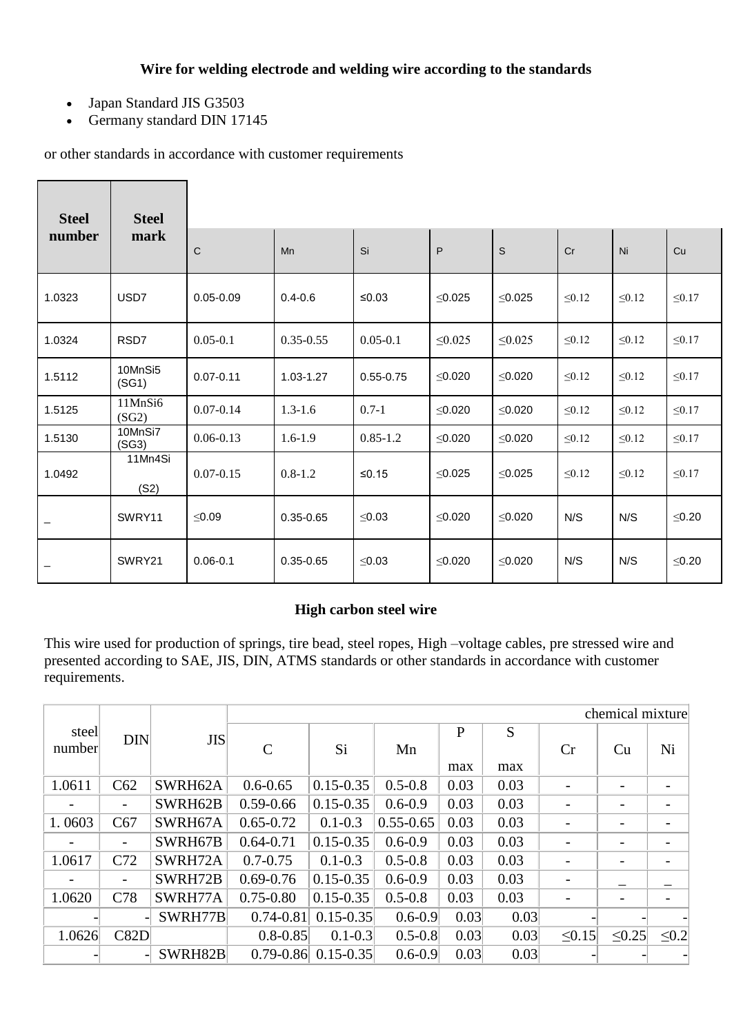**Wire for welding electrode and welding wire according to the standards**

- Japan Standard JIS G3503
- Germany standard DIN 17145

or other standards in accordance with customer requirements

| Steel number | Steel mark | C | Mn | Si | P | S | Cr | Ni | Cu |
|---|---|---|---|---|---|---|---|---|---|
| 1.0323 | USD7 | 0.05-0.09 | 0.4-0.6 | ≤0.03 | ≤0.025 | ≤0.025 | ≤0.12 | ≤0.12 | ≤0.17 |
| 1.0324 | RSD7 | 0.05-0.1 | 0.35-0.55 | 0.05-0.1 | ≤0.025 | ≤0.025 | ≤0.12 | ≤0.12 | ≤0.17 |
| 1.5112 | 10MnSi5 (SG1) | 0.07-0.11 | 1.03-1.27 | 0.55-0.75 | ≤0.020 | ≤0.020 | ≤0.12 | ≤0.12 | ≤0.17 |
| 1.5125 | 11MnSi6 (SG2) | 0.07-0.14 | 1.3-1.6 | 0.7-1 | ≤0.020 | ≤0.020 | ≤0.12 | ≤0.12 | ≤0.17 |
| 1.5130 | 10MnSi7 (SG3) | 0.06-0.13 | 1.6-1.9 | 0.85-1.2 | ≤0.020 | ≤0.020 | ≤0.12 | ≤0.12 | ≤0.17 |
| 1.0492 | 11Mn4Si (S2) | 0.07-0.15 | 0.8-1.2 | ≤0.15 | ≤0.025 | ≤0.025 | ≤0.12 | ≤0.12 | ≤0.17 |
| _ | SWRY11 | ≤0.09 | 0.35-0.65 | ≤0.03 | ≤0.020 | ≤0.020 | N/S | N/S | ≤0.20 |
| _ | SWRY21 | 0.06-0.1 | 0.35-0.65 | ≤0.03 | ≤0.020 | ≤0.020 | N/S | N/S | ≤0.20 |

**High carbon steel wire**

This wire used for production of springs, tire bead, steel ropes, High –voltage cables, pre stressed wire and presented according to SAE, JIS, DIN, ATMS standards or other standards in accordance with customer requirements.

| steel number | DIN | JIS | chemical mixture | | | | | | | |
|---|---|---|---|---|---|---|---|---|---|---|
| | | | C | Si | Mn | P max | S max | Cr | Cu | Ni |
| 1.0611 | C62 | SWRH62A | 0.6-0.65 | 0.15-0.35 | 0.5-0.8 | 0.03 | 0.03 | - | - | - |
| - | - | SWRH62B | 0.59-0.66 | 0.15-0.35 | 0.6-0.9 | 0.03 | 0.03 | - | - | - |
| 1. 0603 | C67 | SWRH67A | 0.65-0.72 | 0.1-0.3 | 0.55-0.65 | 0.03 | 0.03 | - | - | - |
| - | - | SWRH67B | 0.64-0.71 | 0.15-0.35 | 0.6-0.9 | 0.03 | 0.03 | - | - | - |
| 1.0617 | C72 | SWRH72A | 0.7-0.75 | 0.1-0.3 | 0.5-0.8 | 0.03 | 0.03 | - | - | - |
| - | - | SWRH72B | 0.69-0.76 | 0.15-0.35 | 0.6-0.9 | 0.03 | 0.03 | - | _ | _ |
| 1.0620 | C78 | SWRH77A | 0.75-0.80 | 0.15-0.35 | 0.5-0.8 | 0.03 | 0.03 | - | - | - |
| - | - | SWRH77B | 0.74-0.81 | 0.15-0.35 | 0.6-0.9 | 0.03 | 0.03 | - | - | - |
| 1.0626 | C82D | | 0.8-0.85 | 0.1-0.3 | 0.5-0.8 | 0.03 | 0.03 | ≤0.15 | ≤0.25 | ≤0.2 |
| - | - | SWRH82B | 0.79-0.86 | 0.15-0.35 | 0.6-0.9 | 0.03 | 0.03 | - | - | - |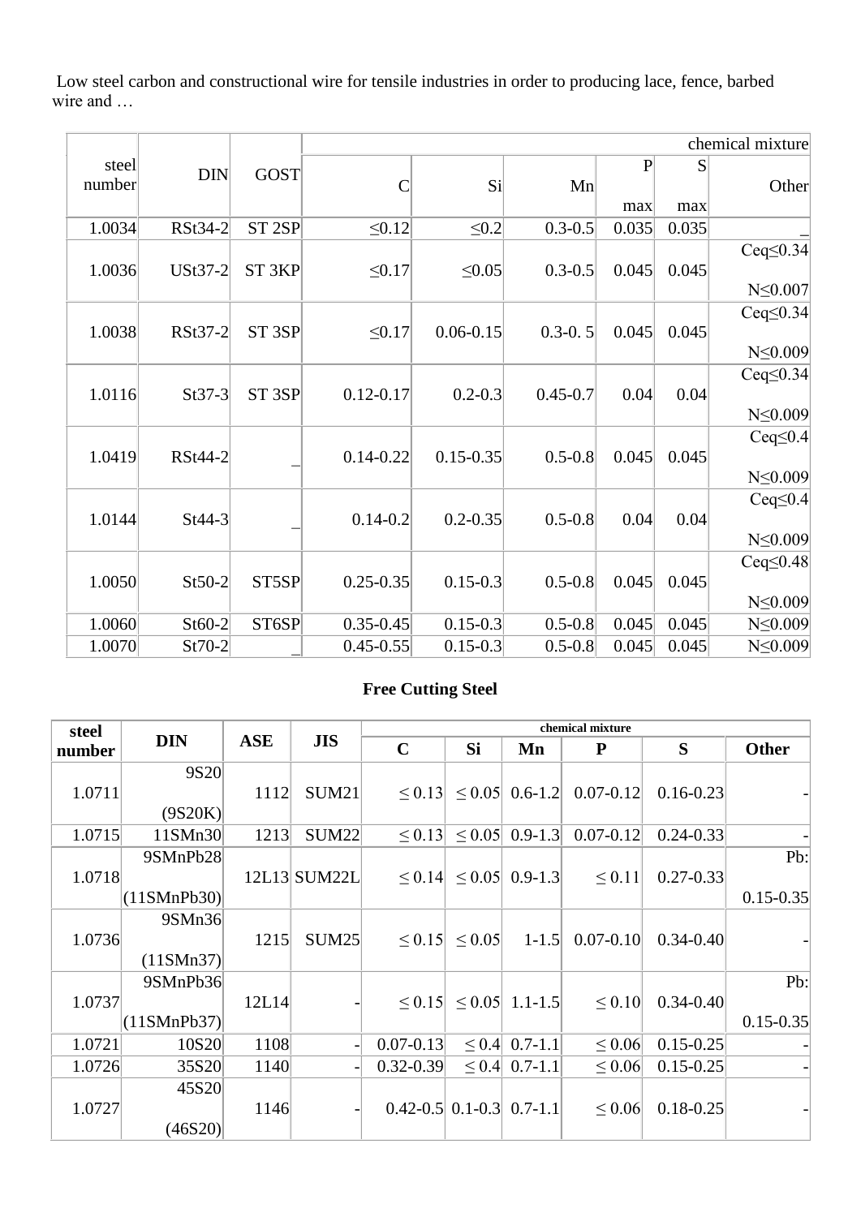Low steel carbon and constructional wire for tensile industries in order to producing lace, fence, barbed wire and …

| steel number | DIN | GOST | chemical mixture | | | | | |
|---|---|---|---|---|---|---|---|---|
| | | | C | Si | Mn | P max | S max | Other |
| 1.0034 | RSt34-2 | ST 2SP | ≤0.12 | ≤0.2 | 0.3-0.5 | 0.035 | 0.035 | _ |
| 1.0036 | USt37-2 | ST 3KP | ≤0.17 | ≤0.05 | 0.3-0.5 | 0.045 | 0.045 | Ceq≤0.34 N≤0.007 |
| 1.0038 | RSt37-2 | ST 3SP | ≤0.17 | 0.06-0.15 | 0.3-0. 5 | 0.045 | 0.045 | Ceq≤0.34 N≤0.009 |
| 1.0116 | St37-3 | ST 3SP | 0.12-0.17 | 0.2-0.3 | 0.45-0.7 | 0.04 | 0.04 | Ceq≤0.34 N≤0.009 |
| 1.0419 | RSt44-2 | _ | 0.14-0.22 | 0.15-0.35 | 0.5-0.8 | 0.045 | 0.045 | Ceq≤0.4 N≤0.009 |
| 1.0144 | St44-3 | _ | 0.14-0.2 | 0.2-0.35 | 0.5-0.8 | 0.04 | 0.04 | Ceq≤0.4 N≤0.009 |
| 1.0050 | St50-2 | ST5SP | 0.25-0.35 | 0.15-0.3 | 0.5-0.8 | 0.045 | 0.045 | Ceq≤0.48 N≤0.009 |
| 1.0060 | St60-2 | ST6SP | 0.35-0.45 | 0.15-0.3 | 0.5-0.8 | 0.045 | 0.045 | N≤0.009 |
| 1.0070 | St70-2 | _ | 0.45-0.55 | 0.15-0.3 | 0.5-0.8 | 0.045 | 0.045 | N≤0.009 |

**Free Cutting Steel**

| steel number | DIN | ASE | JIS | chemical mixture | | | | | |
|---|---|---|---|---|---|---|---|---|---|
| | | | | C | Si | Mn | P | S | Other |
| 1.0711 | 9S20 (9S20K) | 1112 | SUM21 | ≤ 0.13 | ≤ 0.05 | 0.6-1.2 | 0.07-0.12 | 0.16-0.23 | - |
| 1.0715 | 11SMn30 | 1213 | SUM22 | ≤ 0.13 | ≤ 0.05 | 0.9-1.3 | 0.07-0.12 | 0.24-0.33 | - |
| 1.0718 | 9SMnPb28 (11SMnPb30) | 12L13 | SUM22L | ≤ 0.14 | ≤ 0.05 | 0.9-1.3 | ≤ 0.11 | 0.27-0.33 | Pb: 0.15-0.35 |
| 1.0736 | 9SMn36 (11SMn37) | 1215 | SUM25 | ≤ 0.15 | ≤ 0.05 | 1-1.5 | 0.07-0.10 | 0.34-0.40 | - |
| 1.0737 | 9SMnPb36 (11SMnPb37) | 12L14 | - | ≤ 0.15 | ≤ 0.05 | 1.1-1.5 | ≤ 0.10 | 0.34-0.40 | Pb: 0.15-0.35 |
| 1.0721 | 10S20 | 1108 | - | 0.07-0.13 | ≤ 0.4 | 0.7-1.1 | ≤ 0.06 | 0.15-0.25 | - |
| 1.0726 | 35S20 | 1140 | - | 0.32-0.39 | ≤ 0.4 | 0.7-1.1 | ≤ 0.06 | 0.15-0.25 | - |
| 1.0727 | 45S20 (46S20) | 1146 | - | 0.42-0.5 | 0.1-0.3 | 0.7-1.1 | ≤ 0.06 | 0.18-0.25 | - |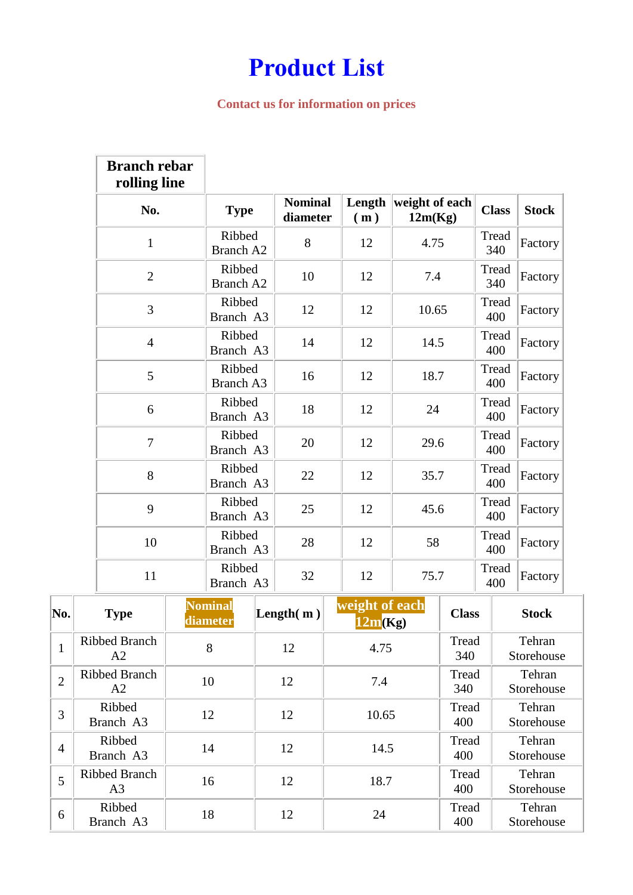# Product List

**Contact us for information on prices**

| Branch rebar rolling line | | | | | | |
|---|---|---|---|---|---|---|
| **No.** | **Type** | **Nominal diameter** | **Length ( m )** | **weight of each 12m(Kg)** | **Class** | **Stock** |
| 1 | Ribbed Branch A2 | 8 | 12 | 4.75 | Tread 340 | Factory |
| 2 | Ribbed Branch A2 | 10 | 12 | 7.4 | Tread 340 | Factory |
| 3 | Ribbed Branch A3 | 12 | 12 | 10.65 | Tread 400 | Factory |
| 4 | Ribbed Branch A3 | 14 | 12 | 14.5 | Tread 400 | Factory |
| 5 | Ribbed Branch A3 | 16 | 12 | 18.7 | Tread 400 | Factory |
| 6 | Ribbed Branch A3 | 18 | 12 | 24 | Tread 400 | Factory |
| 7 | Ribbed Branch A3 | 20 | 12 | 29.6 | Tread 400 | Factory |
| 8 | Ribbed Branch A3 | 22 | 12 | 35.7 | Tread 400 | Factory |
| 9 | Ribbed Branch A3 | 25 | 12 | 45.6 | Tread 400 | Factory |
| 10 | Ribbed Branch A3 | 28 | 12 | 58 | Tread 400 | Factory |
| 11 | Ribbed Branch A3 | 32 | 12 | 75.7 | Tread 400 | Factory |

| **No.** | **Type** | **Nominal diameter** | **Length( m )** | **weight of each 12m(Kg)** | **Class** | **Stock** |
|---|---|---|---|---|---|---|
| 1 | Ribbed Branch A2 | 8 | 12 | 4.75 | Tread 340 | Tehran Storehouse |
| 2 | Ribbed Branch A2 | 10 | 12 | 7.4 | Tread 340 | Tehran Storehouse |
| 3 | Ribbed Branch A3 | 12 | 12 | 10.65 | Tread 400 | Tehran Storehouse |
| 4 | Ribbed Branch A3 | 14 | 12 | 14.5 | Tread 400 | Tehran Storehouse |
| 5 | Ribbed Branch A3 | 16 | 12 | 18.7 | Tread 400 | Tehran Storehouse |
| 6 | Ribbed Branch A3 | 18 | 12 | 24 | Tread 400 | Tehran Storehouse |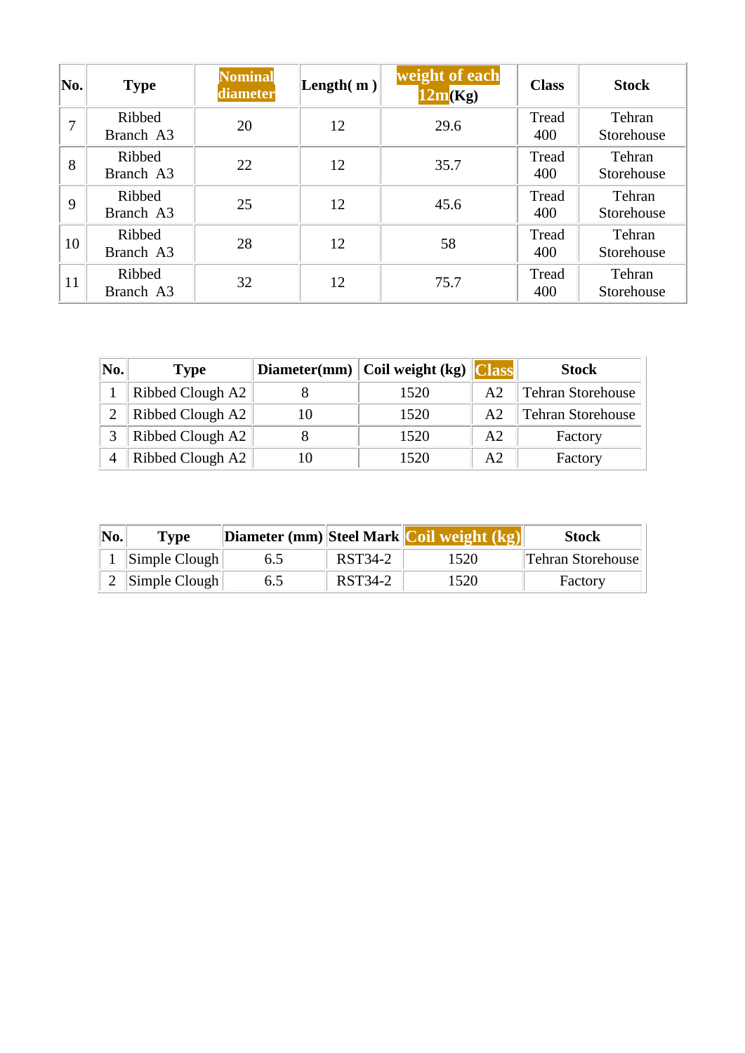| No. | Type | Nominal diameter | Length( m ) | weight of each 12m(Kg) | Class | Stock |
|---|---|---|---|---|---|---|
| 7 | Ribbed Branch A3 | 20 | 12 | 29.6 | Tread 400 | Tehran Storehouse |
| 8 | Ribbed Branch A3 | 22 | 12 | 35.7 | Tread 400 | Tehran Storehouse |
| 9 | Ribbed Branch A3 | 25 | 12 | 45.6 | Tread 400 | Tehran Storehouse |
| 10 | Ribbed Branch A3 | 28 | 12 | 58 | Tread 400 | Tehran Storehouse |
| 11 | Ribbed Branch A3 | 32 | 12 | 75.7 | Tread 400 | Tehran Storehouse |

| No. | Type | Diameter(mm) | Coil weight (kg) | Class | Stock |
|---|---|---|---|---|---|
| 1 | Ribbed Clough A2 | 8 | 1520 | A2 | Tehran Storehouse |
| 2 | Ribbed Clough A2 | 10 | 1520 | A2 | Tehran Storehouse |
| 3 | Ribbed Clough A2 | 8 | 1520 | A2 | Factory |
| 4 | Ribbed Clough A2 | 10 | 1520 | A2 | Factory |

| No. | Type | Diameter (mm) | Steel Mark | Coil weight (kg) | Stock |
|---|---|---|---|---|---|
| 1 | Simple Clough | 6.5 | RST34-2 | 1520 | Tehran Storehouse |
| 2 | Simple Clough | 6.5 | RST34-2 | 1520 | Factory |